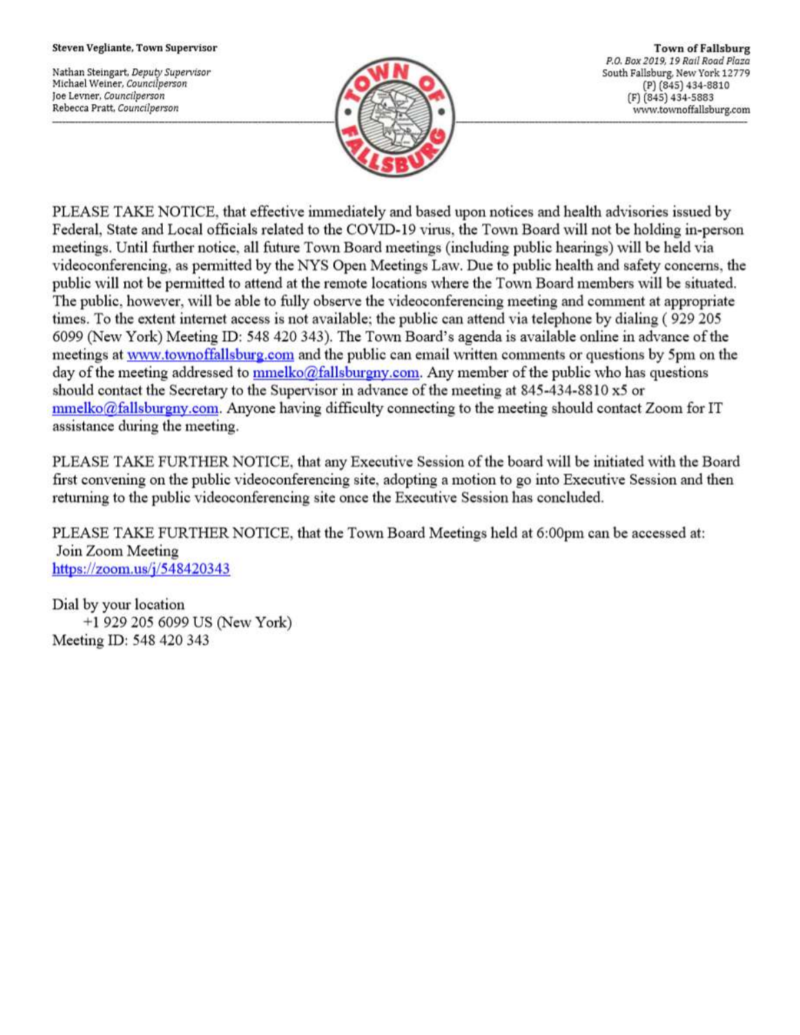**Steven Vegliante, Town Supervisor**

Nathan Steingart, *Deputy Supervisor*
Michael Weiner, *Councilperson*
Joe Levner, *Councilperson*
Rebecca Pratt, *Councilperson*

**Town of Fallsburg**
*P.O. Box 2019, 19 Rail Road Plaza*
South Fallsburg, New York 12779
(P) (845) 434-8810
(F) (845) 434-5883
www.townoffallsburg.com

---

PLEASE TAKE NOTICE, that effective immediately and based upon notices and health advisories issued by Federal, State and Local officials related to the COVID-19 virus, the Town Board will not be holding in-person meetings. Until further notice, all future Town Board meetings (including public hearings) will be held via videoconferencing, as permitted by the NYS Open Meetings Law. Due to public health and safety concerns, the public will not be permitted to attend at the remote locations where the Town Board members will be situated. The public, however, will be able to fully observe the videoconferencing meeting and comment at appropriate times. To the extent internet access is not available; the public can attend via telephone by dialing ( 929 205 6099 (New York) Meeting ID: 548 420 343). The Town Board's agenda is available online in advance of the meetings at [www.townoffallsburg.com](http://www.townoffallsburg.com) and the public can email written comments or questions by 5pm on the day of the meeting addressed to [mmelko@fallsburgny.com](mailto:mmelko@fallsburgny.com). Any member of the public who has questions should contact the Secretary to the Supervisor in advance of the meeting at 845-434-8810 x5 or [mmelko@fallsburgny.com](mailto:mmelko@fallsburgny.com). Anyone having difficulty connecting to the meeting should contact Zoom for IT assistance during the meeting.

PLEASE TAKE FURTHER NOTICE, that any Executive Session of the board will be initiated with the Board first convening on the public videoconferencing site, adopting a motion to go into Executive Session and then returning to the public videoconferencing site once the Executive Session has concluded.

PLEASE TAKE FURTHER NOTICE, that the Town Board Meetings held at 6:00pm can be accessed at:
Join Zoom Meeting
[https://zoom.us/j/548420343](https://zoom.us/j/548420343)

Dial by your location
+1 929 205 6099 US (New York)
Meeting ID: 548 420 343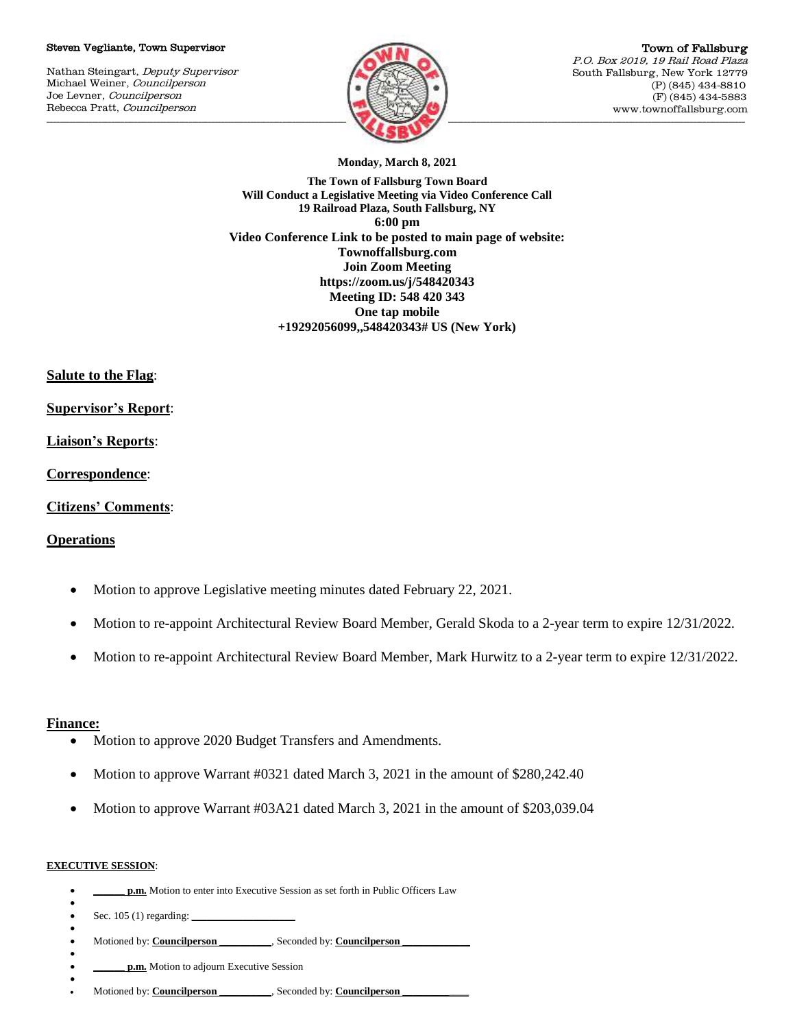Steven Vegliante, Town Supervisor

Nathan Steingart, *Deputy Supervisor*
Michael Weiner, *Councilperson*
Joe Levner, *Councilperson*
Rebecca Pratt, *Councilperson*

**Town of Fallsburg**
*P.O. Box 2019, 19 Rail Road Plaza*
South Fallsburg, New York 12779
(P) (845) 434-8810
(F) (845) 434-5883
www.townoffallsburg.com

**Monday, March 8, 2021**

**The Town of Fallsburg Town Board**
**Will Conduct a Legislative Meeting via Video Conference Call**
**19 Railroad Plaza, South Fallsburg, NY**
**6:00 pm**
**Video Conference Link to be posted to main page of website:**
**Townoffallsburg.com**
**Join Zoom Meeting**
**https://zoom.us/j/548420343**
**Meeting ID: 548 420 343**
**One tap mobile**
**+19292056099,,548420343# US (New York)**

**Salute to the Flag**:

**Supervisor's Report**:

**Liaison's Reports**:

**Correspondence**:

**Citizens' Comments**:

**Operations**

- Motion to approve Legislative meeting minutes dated February 22, 2021.
- Motion to re-appoint Architectural Review Board Member, Gerald Skoda to a 2-year term to expire 12/31/2022.
- Motion to re-appoint Architectural Review Board Member, Mark Hurwitz to a 2-year term to expire 12/31/2022.

**Finance:**

- Motion to approve 2020 Budget Transfers and Amendments.
- Motion to approve Warrant #0321 dated March 3, 2021 in the amount of $280,242.40
- Motion to approve Warrant #03A21 dated March 3, 2021 in the amount of $203,039.04

**EXECUTIVE SESSION**:

- ______ **p.m.** Motion to enter into Executive Session as set forth in Public Officers Law
- Sec. 105 (1) regarding: ___________________
- Motioned by: **Councilperson** __________, Seconded by: **Councilperson** ____________
- ______ **p.m.** Motion to adjourn Executive Session
- Motioned by: **Councilperson** __________, Seconded by: **Councilperson** ____________